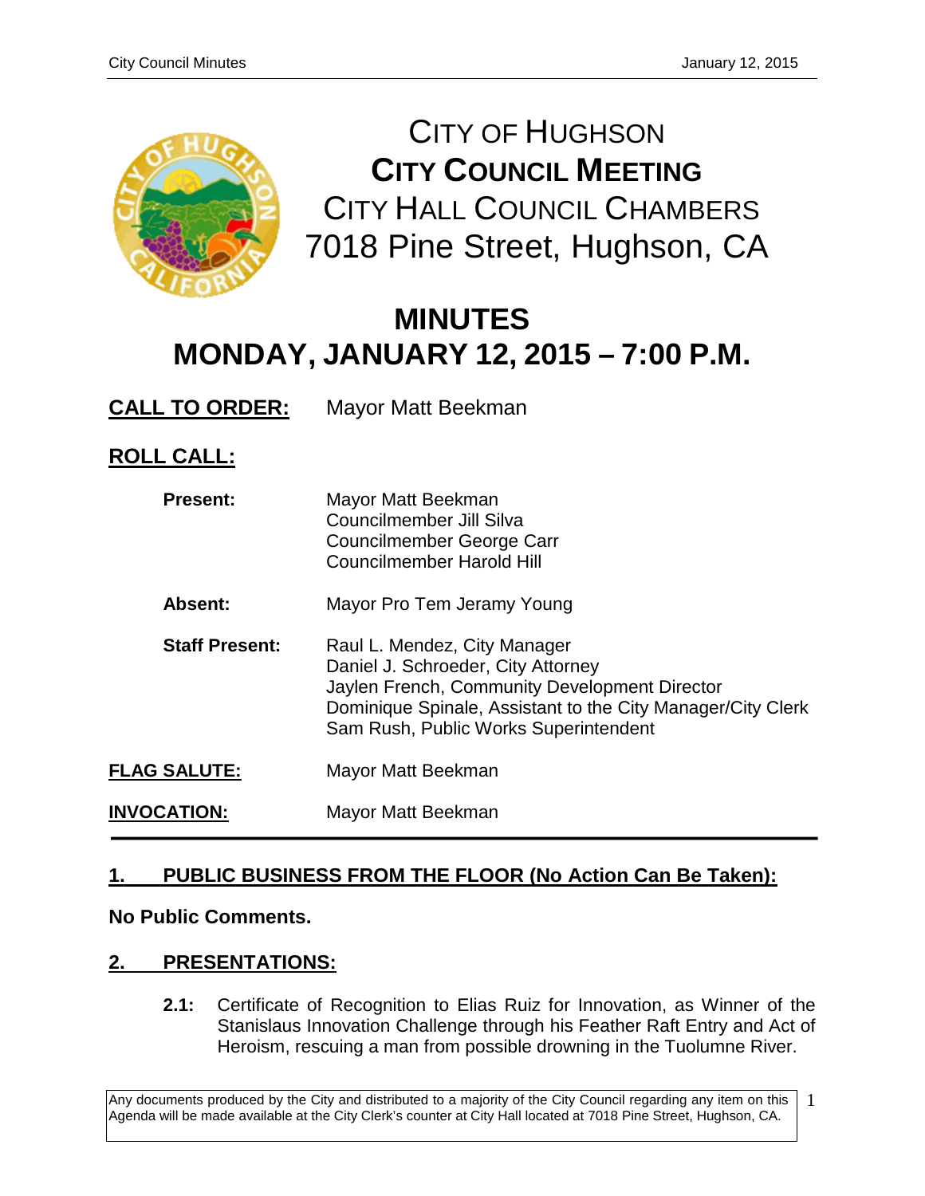# CITY OF HUGHSON
# CITY COUNCIL MEETING
## CITY HALL COUNCIL CHAMBERS
## 7018 Pine Street, Hughson, CA

# MINUTES
# MONDAY, JANUARY 12, 2015 – 7:00 P.M.

**CALL TO ORDER:** Mayor Matt Beekman

**ROLL CALL:**

**Present:**
Mayor Matt Beekman
Councilmember Jill Silva
Councilmember George Carr
Councilmember Harold Hill

**Absent:**
Mayor Pro Tem Jeramy Young

**Staff Present:**
Raul L. Mendez, City Manager
Daniel J. Schroeder, City Attorney
Jaylen French, Community Development Director
Dominique Spinale, Assistant to the City Manager/City Clerk
Sam Rush, Public Works Superintendent

**FLAG SALUTE:** Mayor Matt Beekman

**INVOCATION:** Mayor Matt Beekman

---

## 1. PUBLIC BUSINESS FROM THE FLOOR (No Action Can Be Taken):

**No Public Comments.**

## 2. PRESENTATIONS:

**2.1:** Certificate of Recognition to Elias Ruiz for Innovation, as Winner of the Stanislaus Innovation Challenge through his Feather Raft Entry and Act of Heroism, rescuing a man from possible drowning in the Tuolumne River.

Any documents produced by the City and distributed to a majority of the City Council regarding any item on this Agenda will be made available at the City Clerk's counter at City Hall located at 7018 Pine Street, Hughson, CA.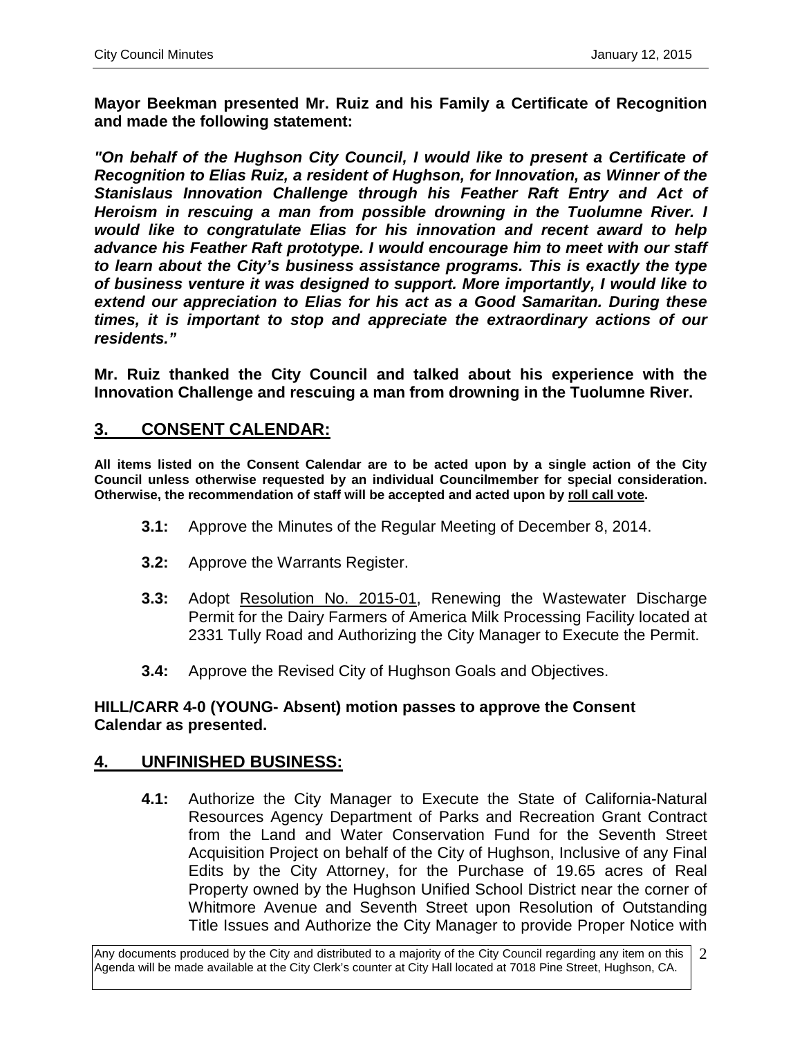**Mayor Beekman presented Mr. Ruiz and his Family a Certificate of Recognition and made the following statement:**

***"On behalf of the Hughson City Council, I would like to present a Certificate of Recognition to Elias Ruiz, a resident of Hughson, for Innovation, as Winner of the Stanislaus Innovation Challenge through his Feather Raft Entry and Act of Heroism in rescuing a man from possible drowning in the Tuolumne River. I would like to congratulate Elias for his innovation and recent award to help advance his Feather Raft prototype. I would encourage him to meet with our staff to learn about the City's business assistance programs. This is exactly the type of business venture it was designed to support. More importantly, I would like to extend our appreciation to Elias for his act as a Good Samaritan. During these times, it is important to stop and appreciate the extraordinary actions of our residents."***

**Mr. Ruiz thanked the City Council and talked about his experience with the Innovation Challenge and rescuing a man from drowning in the Tuolumne River.**

## 3. CONSENT CALENDAR:

**All items listed on the Consent Calendar are to be acted upon by a single action of the City Council unless otherwise requested by an individual Councilmember for special consideration. Otherwise, the recommendation of staff will be accepted and acted upon by roll call vote.**

**3.1:** Approve the Minutes of the Regular Meeting of December 8, 2014.

**3.2:** Approve the Warrants Register.

**3.3:** Adopt Resolution No. 2015-01, Renewing the Wastewater Discharge Permit for the Dairy Farmers of America Milk Processing Facility located at 2331 Tully Road and Authorizing the City Manager to Execute the Permit.

**3.4:** Approve the Revised City of Hughson Goals and Objectives.

**HILL/CARR 4-0 (YOUNG- Absent) motion passes to approve the Consent Calendar as presented.**

## 4. UNFINISHED BUSINESS:

**4.1:** Authorize the City Manager to Execute the State of California-Natural Resources Agency Department of Parks and Recreation Grant Contract from the Land and Water Conservation Fund for the Seventh Street Acquisition Project on behalf of the City of Hughson, Inclusive of any Final Edits by the City Attorney, for the Purchase of 19.65 acres of Real Property owned by the Hughson Unified School District near the corner of Whitmore Avenue and Seventh Street upon Resolution of Outstanding Title Issues and Authorize the City Manager to provide Proper Notice with

Any documents produced by the City and distributed to a majority of the City Council regarding any item on this Agenda will be made available at the City Clerk's counter at City Hall located at 7018 Pine Street, Hughson, CA.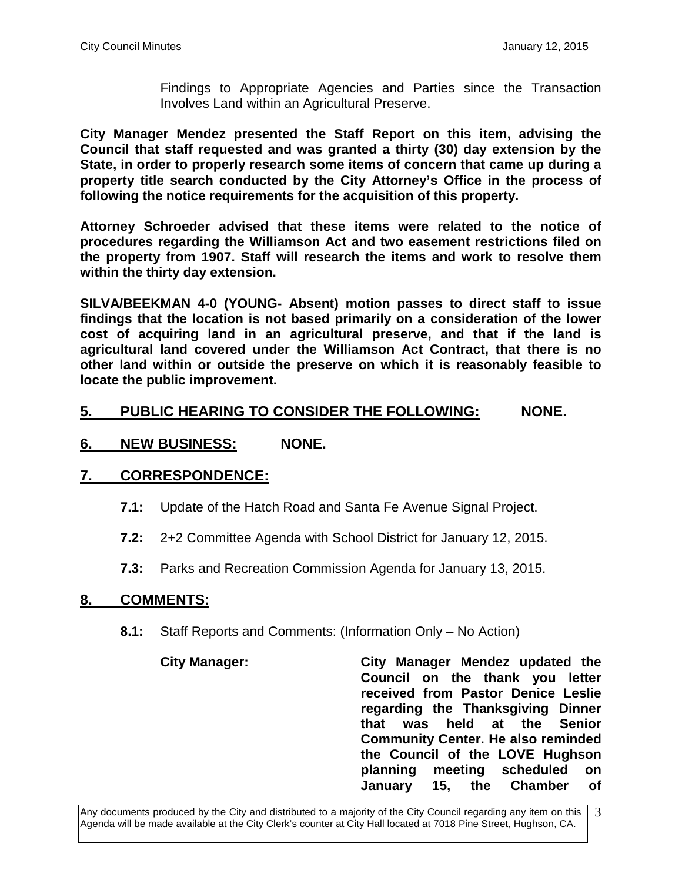Findings to Appropriate Agencies and Parties since the Transaction Involves Land within an Agricultural Preserve.

**City Manager Mendez presented the Staff Report on this item, advising the Council that staff requested and was granted a thirty (30) day extension by the State, in order to properly research some items of concern that came up during a property title search conducted by the City Attorney's Office in the process of following the notice requirements for the acquisition of this property.**

**Attorney Schroeder advised that these items were related to the notice of procedures regarding the Williamson Act and two easement restrictions filed on the property from 1907. Staff will research the items and work to resolve them within the thirty day extension.**

**SILVA/BEEKMAN 4-0 (YOUNG- Absent) motion passes to direct staff to issue findings that the location is not based primarily on a consideration of the lower cost of acquiring land in an agricultural preserve, and that if the land is agricultural land covered under the Williamson Act Contract, that there is no other land within or outside the preserve on which it is reasonably feasible to locate the public improvement.**

## 5. PUBLIC HEARING TO CONSIDER THE FOLLOWING: NONE.

## 6. NEW BUSINESS: NONE.

## 7. CORRESPONDENCE:

**7.1:** Update of the Hatch Road and Santa Fe Avenue Signal Project.

**7.2:** 2+2 Committee Agenda with School District for January 12, 2015.

**7.3:** Parks and Recreation Commission Agenda for January 13, 2015.

## 8. COMMENTS:

**8.1:** Staff Reports and Comments: (Information Only – No Action)

**City Manager:** **City Manager Mendez updated the Council on the thank you letter received from Pastor Denice Leslie regarding the Thanksgiving Dinner that was held at the Senior Community Center. He also reminded the Council of the LOVE Hughson planning meeting scheduled on January 15, the Chamber of**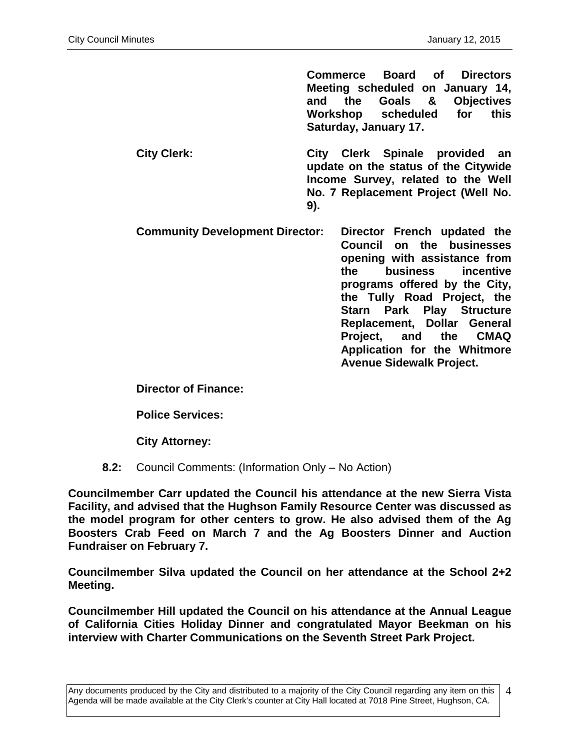**Commerce Board of Directors Meeting scheduled on January 14, and the Goals & Objectives Workshop scheduled for this Saturday, January 17.**

**City Clerk:** **City Clerk Spinale provided an update on the status of the Citywide Income Survey, related to the Well No. 7 Replacement Project (Well No. 9).**

**Community Development Director:** **Director French updated the Council on the businesses opening with assistance from the business incentive programs offered by the City, the Tully Road Project, the Starn Park Play Structure Replacement, Dollar General Project, and the CMAQ Application for the Whitmore Avenue Sidewalk Project.**

**Director of Finance:**

**Police Services:**

**City Attorney:**

**8.2:** Council Comments: (Information Only – No Action)

**Councilmember Carr updated the Council his attendance at the new Sierra Vista Facility, and advised that the Hughson Family Resource Center was discussed as the model program for other centers to grow. He also advised them of the Ag Boosters Crab Feed on March 7 and the Ag Boosters Dinner and Auction Fundraiser on February 7.**

**Councilmember Silva updated the Council on her attendance at the School 2+2 Meeting.**

**Councilmember Hill updated the Council on his attendance at the Annual League of California Cities Holiday Dinner and congratulated Mayor Beekman on his interview with Charter Communications on the Seventh Street Park Project.**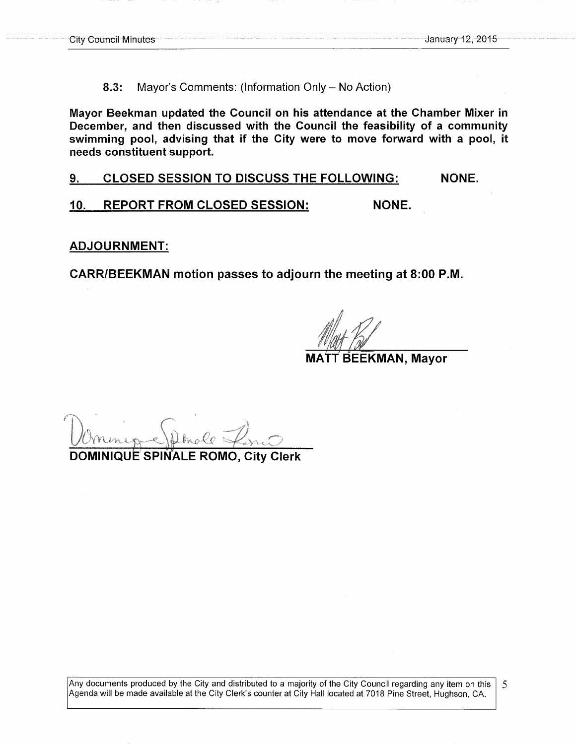**8.3:** Mayor's Comments: (Information Only – No Action)

**Mayor Beekman updated the Council on his attendance at the Chamber Mixer in December, and then discussed with the Council the feasibility of a community swimming pool, advising that if the City were to move forward with a pool, it needs constituent support.**

## 9. CLOSED SESSION TO DISCUSS THE FOLLOWING: NONE.

## 10. REPORT FROM CLOSED SESSION: NONE.

## ADJOURNMENT:

**CARR/BEEKMAN motion passes to adjourn the meeting at 8:00 P.M.**

**MATT BEEKMAN, Mayor**

**DOMINIQUE SPINALE ROMO, City Clerk**

Any documents produced by the City and distributed to a majority of the City Council regarding any item on this Agenda will be made available at the City Clerk's counter at City Hall located at 7018 Pine Street, Hughson, CA.